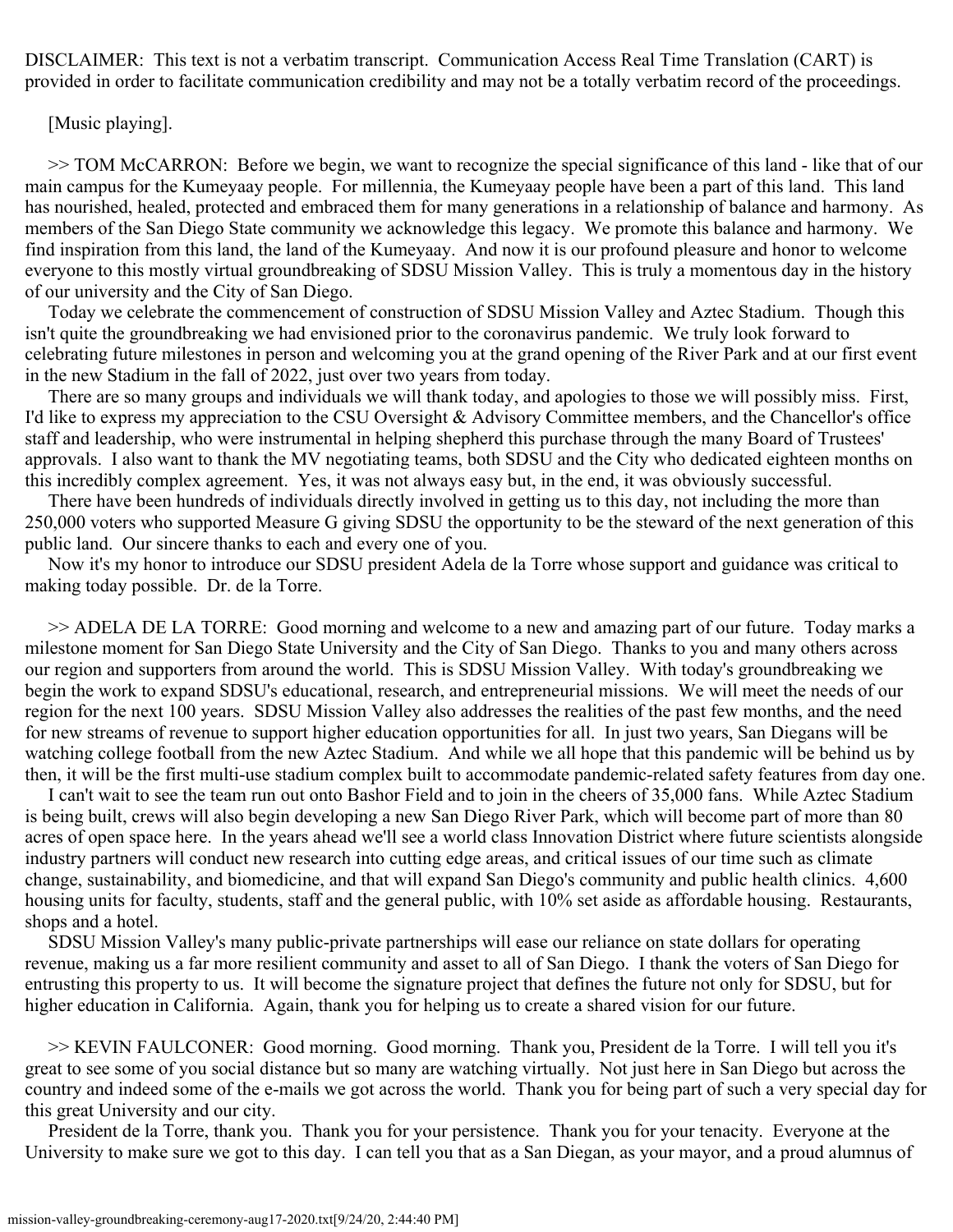DISCLAIMER: This text is not a verbatim transcript. Communication Access Real Time Translation (CART) is provided in order to facilitate communication credibility and may not be a totally verbatim record of the proceedings.

[Music playing].

>> TOM McCARRON: Before we begin, we want to recognize the special significance of this land - like that of our main campus for the Kumeyaay people. For millennia, the Kumeyaay people have been a part of this land. This land has nourished, healed, protected and embraced them for many generations in a relationship of balance and harmony. As members of the San Diego State community we acknowledge this legacy. We promote this balance and harmony. We find inspiration from this land, the land of the Kumeyaay. And now it is our profound pleasure and honor to welcome everyone to this mostly virtual groundbreaking of SDSU Mission Valley. This is truly a momentous day in the history of our university and the City of San Diego.

Today we celebrate the commencement of construction of SDSU Mission Valley and Aztec Stadium. Though this isn't quite the groundbreaking we had envisioned prior to the coronavirus pandemic. We truly look forward to celebrating future milestones in person and welcoming you at the grand opening of the River Park and at our first event in the new Stadium in the fall of 2022, just over two years from today.

There are so many groups and individuals we will thank today, and apologies to those we will possibly miss. First, I'd like to express my appreciation to the CSU Oversight & Advisory Committee members, and the Chancellor's office staff and leadership, who were instrumental in helping shepherd this purchase through the many Board of Trustees' approvals. I also want to thank the MV negotiating teams, both SDSU and the City who dedicated eighteen months on this incredibly complex agreement. Yes, it was not always easy but, in the end, it was obviously successful.

There have been hundreds of individuals directly involved in getting us to this day, not including the more than 250,000 voters who supported Measure G giving SDSU the opportunity to be the steward of the next generation of this public land. Our sincere thanks to each and every one of you.

Now it's my honor to introduce our SDSU president Adela de la Torre whose support and guidance was critical to making today possible. Dr. de la Torre.

>> ADELA DE LA TORRE: Good morning and welcome to a new and amazing part of our future. Today marks a milestone moment for San Diego State University and the City of San Diego. Thanks to you and many others across our region and supporters from around the world. This is SDSU Mission Valley. With today's groundbreaking we begin the work to expand SDSU's educational, research, and entrepreneurial missions. We will meet the needs of our region for the next 100 years. SDSU Mission Valley also addresses the realities of the past few months, and the need for new streams of revenue to support higher education opportunities for all. In just two years, San Diegans will be watching college football from the new Aztec Stadium. And while we all hope that this pandemic will be behind us by then, it will be the first multi-use stadium complex built to accommodate pandemic-related safety features from day one.

I can't wait to see the team run out onto Bashor Field and to join in the cheers of 35,000 fans. While Aztec Stadium is being built, crews will also begin developing a new San Diego River Park, which will become part of more than 80 acres of open space here. In the years ahead we'll see a world class Innovation District where future scientists alongside industry partners will conduct new research into cutting edge areas, and critical issues of our time such as climate change, sustainability, and biomedicine, and that will expand San Diego's community and public health clinics. 4,600 housing units for faculty, students, staff and the general public, with 10% set aside as affordable housing. Restaurants, shops and a hotel.

SDSU Mission Valley's many public-private partnerships will ease our reliance on state dollars for operating revenue, making us a far more resilient community and asset to all of San Diego. I thank the voters of San Diego for entrusting this property to us. It will become the signature project that defines the future not only for SDSU, but for higher education in California. Again, thank you for helping us to create a shared vision for our future.

>> KEVIN FAULCONER: Good morning. Good morning. Thank you, President de la Torre. I will tell you it's great to see some of you social distance but so many are watching virtually. Not just here in San Diego but across the country and indeed some of the e-mails we got across the world. Thank you for being part of such a very special day for this great University and our city.

President de la Torre, thank you. Thank you for your persistence. Thank you for your tenacity. Everyone at the University to make sure we got to this day. I can tell you that as a San Diegan, as your mayor, and a proud alumnus of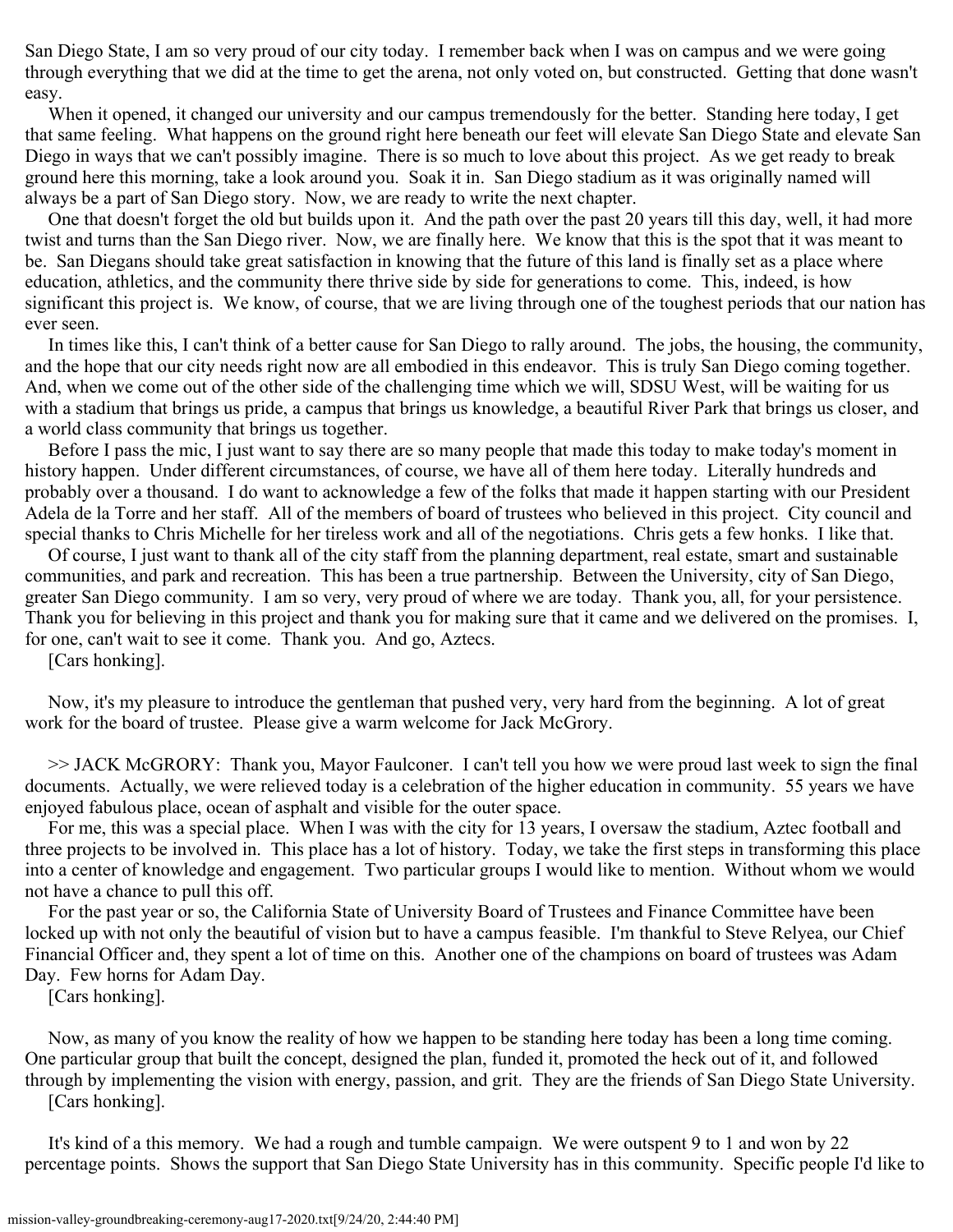San Diego State, I am so very proud of our city today. I remember back when I was on campus and we were going through everything that we did at the time to get the arena, not only voted on, but constructed. Getting that done wasn't easy.

When it opened, it changed our university and our campus tremendously for the better. Standing here today, I get that same feeling. What happens on the ground right here beneath our feet will elevate San Diego State and elevate San Diego in ways that we can't possibly imagine. There is so much to love about this project. As we get ready to break ground here this morning, take a look around you. Soak it in. San Diego stadium as it was originally named will always be a part of San Diego story. Now, we are ready to write the next chapter.

One that doesn't forget the old but builds upon it. And the path over the past 20 years till this day, well, it had more twist and turns than the San Diego river. Now, we are finally here. We know that this is the spot that it was meant to be. San Diegans should take great satisfaction in knowing that the future of this land is finally set as a place where education, athletics, and the community there thrive side by side for generations to come. This, indeed, is how significant this project is. We know, of course, that we are living through one of the toughest periods that our nation has ever seen.

In times like this, I can't think of a better cause for San Diego to rally around. The jobs, the housing, the community, and the hope that our city needs right now are all embodied in this endeavor. This is truly San Diego coming together. And, when we come out of the other side of the challenging time which we will, SDSU West, will be waiting for us with a stadium that brings us pride, a campus that brings us knowledge, a beautiful River Park that brings us closer, and a world class community that brings us together.

Before I pass the mic, I just want to say there are so many people that made this today to make today's moment in history happen. Under different circumstances, of course, we have all of them here today. Literally hundreds and probably over a thousand. I do want to acknowledge a few of the folks that made it happen starting with our President Adela de la Torre and her staff. All of the members of board of trustees who believed in this project. City council and special thanks to Chris Michelle for her tireless work and all of the negotiations. Chris gets a few honks. I like that.

Of course, I just want to thank all of the city staff from the planning department, real estate, smart and sustainable communities, and park and recreation. This has been a true partnership. Between the University, city of San Diego, greater San Diego community. I am so very, very proud of where we are today. Thank you, all, for your persistence. Thank you for believing in this project and thank you for making sure that it came and we delivered on the promises. I, for one, can't wait to see it come. Thank you. And go, Aztecs.

[Cars honking].

Now, it's my pleasure to introduce the gentleman that pushed very, very hard from the beginning. A lot of great work for the board of trustee. Please give a warm welcome for Jack McGrory.

>> JACK McGRORY: Thank you, Mayor Faulconer. I can't tell you how we were proud last week to sign the final documents. Actually, we were relieved today is a celebration of the higher education in community. 55 years we have enjoyed fabulous place, ocean of asphalt and visible for the outer space.

For me, this was a special place. When I was with the city for 13 years, I oversaw the stadium, Aztec football and three projects to be involved in. This place has a lot of history. Today, we take the first steps in transforming this place into a center of knowledge and engagement. Two particular groups I would like to mention. Without whom we would not have a chance to pull this off.

For the past year or so, the California State of University Board of Trustees and Finance Committee have been locked up with not only the beautiful of vision but to have a campus feasible. I'm thankful to Steve Relyea, our Chief Financial Officer and, they spent a lot of time on this. Another one of the champions on board of trustees was Adam Day. Few horns for Adam Day.

[Cars honking].

Now, as many of you know the reality of how we happen to be standing here today has been a long time coming. One particular group that built the concept, designed the plan, funded it, promoted the heck out of it, and followed through by implementing the vision with energy, passion, and grit. They are the friends of San Diego State University.

[Cars honking].

It's kind of a this memory. We had a rough and tumble campaign. We were outspent 9 to 1 and won by 22 percentage points. Shows the support that San Diego State University has in this community. Specific people I'd like to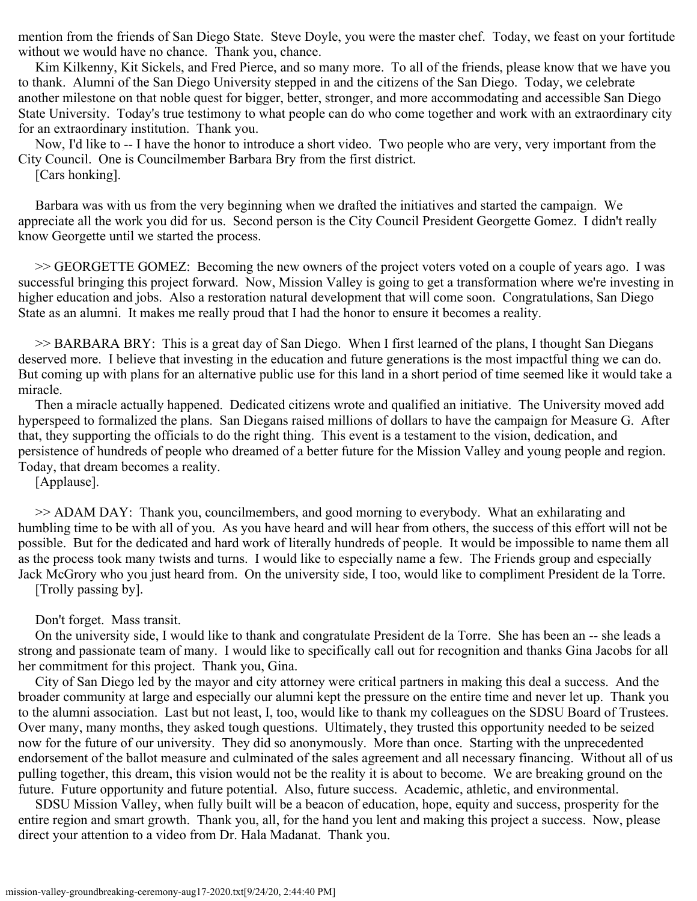mention from the friends of San Diego State. Steve Doyle, you were the master chef. Today, we feast on your fortitude without we would have no chance. Thank you, chance.

Kim Kilkenny, Kit Sickels, and Fred Pierce, and so many more. To all of the friends, please know that we have you to thank. Alumni of the San Diego University stepped in and the citizens of the San Diego. Today, we celebrate another milestone on that noble quest for bigger, better, stronger, and more accommodating and accessible San Diego State University. Today's true testimony to what people can do who come together and work with an extraordinary city for an extraordinary institution. Thank you.

Now, I'd like to -- I have the honor to introduce a short video. Two people who are very, very important from the City Council. One is Councilmember Barbara Bry from the first district.

[Cars honking].

Barbara was with us from the very beginning when we drafted the initiatives and started the campaign. We appreciate all the work you did for us. Second person is the City Council President Georgette Gomez. I didn't really know Georgette until we started the process.

>> GEORGETTE GOMEZ: Becoming the new owners of the project voters voted on a couple of years ago. I was successful bringing this project forward. Now, Mission Valley is going to get a transformation where we're investing in higher education and jobs. Also a restoration natural development that will come soon. Congratulations, San Diego State as an alumni. It makes me really proud that I had the honor to ensure it becomes a reality.

>> BARBARA BRY: This is a great day of San Diego. When I first learned of the plans, I thought San Diegans deserved more. I believe that investing in the education and future generations is the most impactful thing we can do. But coming up with plans for an alternative public use for this land in a short period of time seemed like it would take a miracle.

Then a miracle actually happened. Dedicated citizens wrote and qualified an initiative. The University moved add hyperspeed to formalized the plans. San Diegans raised millions of dollars to have the campaign for Measure G. After that, they supporting the officials to do the right thing. This event is a testament to the vision, dedication, and persistence of hundreds of people who dreamed of a better future for the Mission Valley and young people and region. Today, that dream becomes a reality.

[Applause].

>> ADAM DAY: Thank you, councilmembers, and good morning to everybody. What an exhilarating and humbling time to be with all of you. As you have heard and will hear from others, the success of this effort will not be possible. But for the dedicated and hard work of literally hundreds of people. It would be impossible to name them all as the process took many twists and turns. I would like to especially name a few. The Friends group and especially Jack McGrory who you just heard from. On the university side, I too, would like to compliment President de la Torre.

[Trolly passing by].

Don't forget. Mass transit.

On the university side, I would like to thank and congratulate President de la Torre. She has been an -- she leads a strong and passionate team of many. I would like to specifically call out for recognition and thanks Gina Jacobs for all her commitment for this project. Thank you, Gina.

City of San Diego led by the mayor and city attorney were critical partners in making this deal a success. And the broader community at large and especially our alumni kept the pressure on the entire time and never let up. Thank you to the alumni association. Last but not least, I, too, would like to thank my colleagues on the SDSU Board of Trustees. Over many, many months, they asked tough questions. Ultimately, they trusted this opportunity needed to be seized now for the future of our university. They did so anonymously. More than once. Starting with the unprecedented endorsement of the ballot measure and culminated of the sales agreement and all necessary financing. Without all of us pulling together, this dream, this vision would not be the reality it is about to become. We are breaking ground on the future. Future opportunity and future potential. Also, future success. Academic, athletic, and environmental.

SDSU Mission Valley, when fully built will be a beacon of education, hope, equity and success, prosperity for the entire region and smart growth. Thank you, all, for the hand you lent and making this project a success. Now, please direct your attention to a video from Dr. Hala Madanat. Thank you.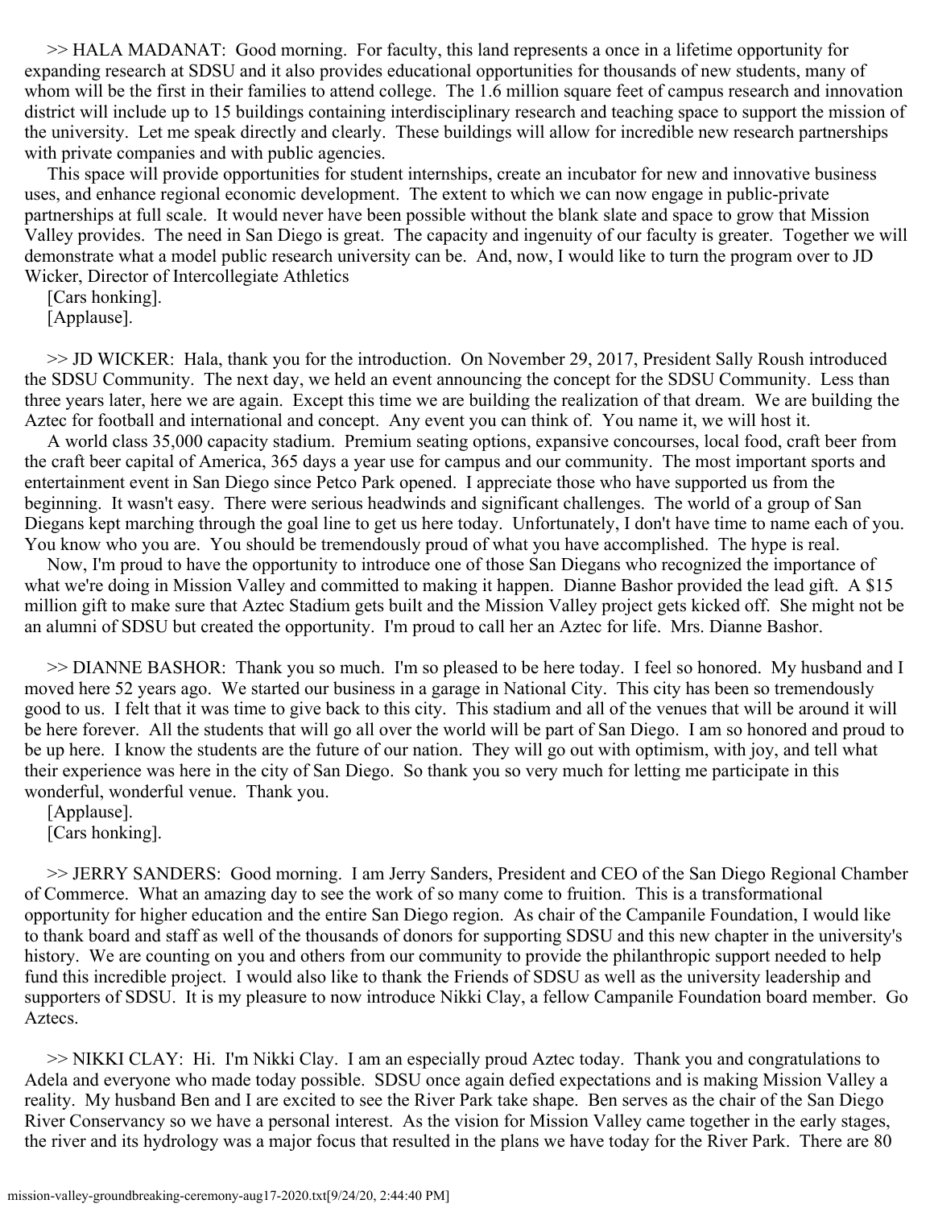>> HALA MADANAT: Good morning. For faculty, this land represents a once in a lifetime opportunity for expanding research at SDSU and it also provides educational opportunities for thousands of new students, many of whom will be the first in their families to attend college. The 1.6 million square feet of campus research and innovation district will include up to 15 buildings containing interdisciplinary research and teaching space to support the mission of the university. Let me speak directly and clearly. These buildings will allow for incredible new research partnerships with private companies and with public agencies.

This space will provide opportunities for student internships, create an incubator for new and innovative business uses, and enhance regional economic development. The extent to which we can now engage in public-private partnerships at full scale. It would never have been possible without the blank slate and space to grow that Mission Valley provides. The need in San Diego is great. The capacity and ingenuity of our faculty is greater. Together we will demonstrate what a model public research university can be. And, now, I would like to turn the program over to JD Wicker, Director of Intercollegiate Athletics

[Cars honking].
[Applause].

>> JD WICKER: Hala, thank you for the introduction. On November 29, 2017, President Sally Roush introduced the SDSU Community. The next day, we held an event announcing the concept for the SDSU Community. Less than three years later, here we are again. Except this time we are building the realization of that dream. We are building the Aztec for football and international and concept. Any event you can think of. You name it, we will host it.

A world class 35,000 capacity stadium. Premium seating options, expansive concourses, local food, craft beer from the craft beer capital of America, 365 days a year use for campus and our community. The most important sports and entertainment event in San Diego since Petco Park opened. I appreciate those who have supported us from the beginning. It wasn't easy. There were serious headwinds and significant challenges. The world of a group of San Diegans kept marching through the goal line to get us here today. Unfortunately, I don't have time to name each of you. You know who you are. You should be tremendously proud of what you have accomplished. The hype is real.

Now, I'm proud to have the opportunity to introduce one of those San Diegans who recognized the importance of what we're doing in Mission Valley and committed to making it happen. Dianne Bashor provided the lead gift. A $15 million gift to make sure that Aztec Stadium gets built and the Mission Valley project gets kicked off. She might not be an alumni of SDSU but created the opportunity. I'm proud to call her an Aztec for life. Mrs. Dianne Bashor.

>> DIANNE BASHOR: Thank you so much. I'm so pleased to be here today. I feel so honored. My husband and I moved here 52 years ago. We started our business in a garage in National City. This city has been so tremendously good to us. I felt that it was time to give back to this city. This stadium and all of the venues that will be around it will be here forever. All the students that will go all over the world will be part of San Diego. I am so honored and proud to be up here. I know the students are the future of our nation. They will go out with optimism, with joy, and tell what their experience was here in the city of San Diego. So thank you so very much for letting me participate in this wonderful, wonderful venue. Thank you.

[Applause].
[Cars honking].

>> JERRY SANDERS: Good morning. I am Jerry Sanders, President and CEO of the San Diego Regional Chamber of Commerce. What an amazing day to see the work of so many come to fruition. This is a transformational opportunity for higher education and the entire San Diego region. As chair of the Campanile Foundation, I would like to thank board and staff as well of the thousands of donors for supporting SDSU and this new chapter in the university's history. We are counting on you and others from our community to provide the philanthropic support needed to help fund this incredible project. I would also like to thank the Friends of SDSU as well as the university leadership and supporters of SDSU. It is my pleasure to now introduce Nikki Clay, a fellow Campanile Foundation board member. Go Aztecs.

>> NIKKI CLAY: Hi. I'm Nikki Clay. I am an especially proud Aztec today. Thank you and congratulations to Adela and everyone who made today possible. SDSU once again defied expectations and is making Mission Valley a reality. My husband Ben and I are excited to see the River Park take shape. Ben serves as the chair of the San Diego River Conservancy so we have a personal interest. As the vision for Mission Valley came together in the early stages, the river and its hydrology was a major focus that resulted in the plans we have today for the River Park. There are 80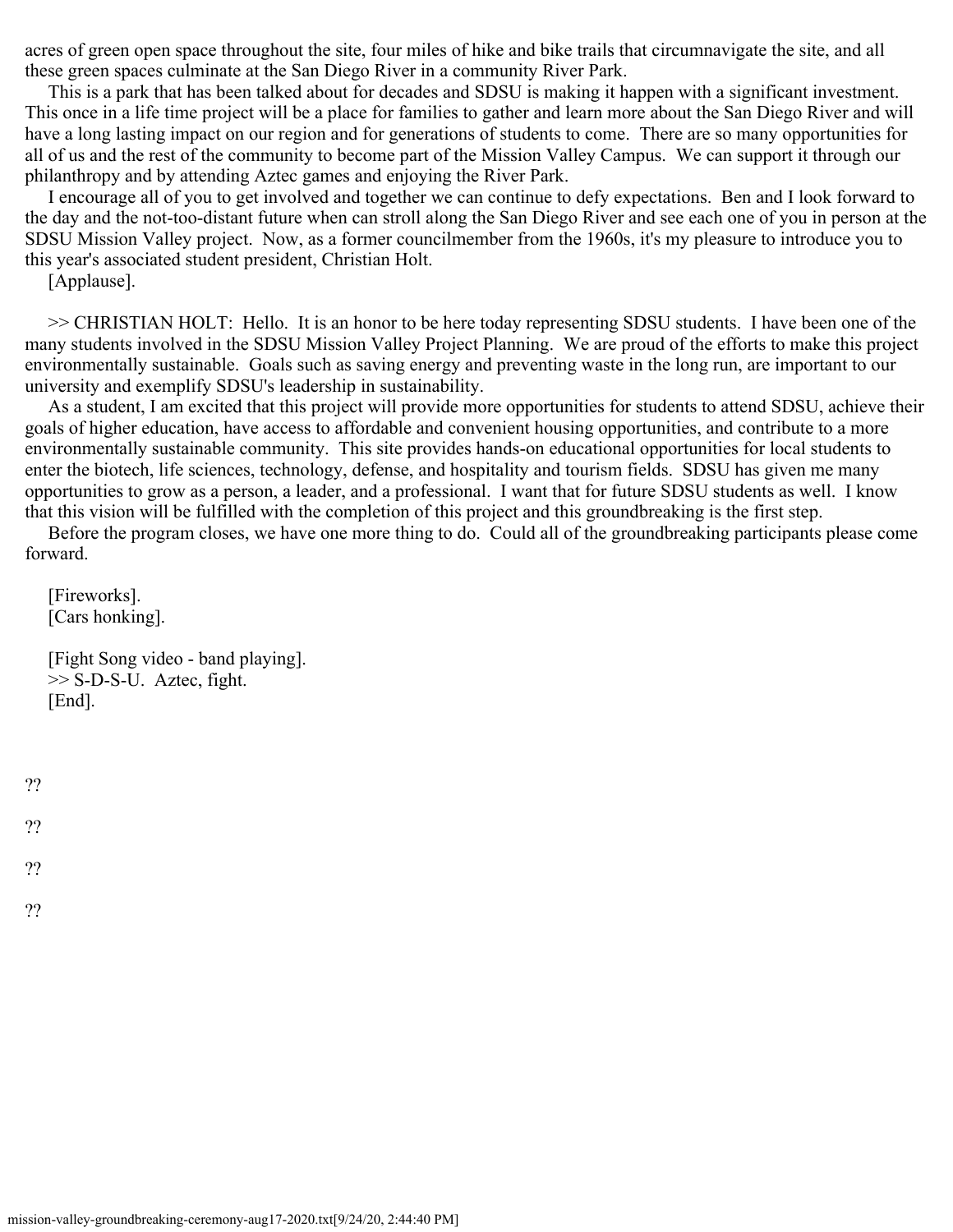acres of green open space throughout the site, four miles of hike and bike trails that circumnavigate the site, and all these green spaces culminate at the San Diego River in a community River Park.

This is a park that has been talked about for decades and SDSU is making it happen with a significant investment. This once in a life time project will be a place for families to gather and learn more about the San Diego River and will have a long lasting impact on our region and for generations of students to come. There are so many opportunities for all of us and the rest of the community to become part of the Mission Valley Campus. We can support it through our philanthropy and by attending Aztec games and enjoying the River Park.

I encourage all of you to get involved and together we can continue to defy expectations. Ben and I look forward to the day and the not-too-distant future when can stroll along the San Diego River and see each one of you in person at the SDSU Mission Valley project. Now, as a former councilmember from the 1960s, it's my pleasure to introduce you to this year's associated student president, Christian Holt.

[Applause].

>> CHRISTIAN HOLT: Hello. It is an honor to be here today representing SDSU students. I have been one of the many students involved in the SDSU Mission Valley Project Planning. We are proud of the efforts to make this project environmentally sustainable. Goals such as saving energy and preventing waste in the long run, are important to our university and exemplify SDSU's leadership in sustainability.

As a student, I am excited that this project will provide more opportunities for students to attend SDSU, achieve their goals of higher education, have access to affordable and convenient housing opportunities, and contribute to a more environmentally sustainable community. This site provides hands-on educational opportunities for local students to enter the biotech, life sciences, technology, defense, and hospitality and tourism fields. SDSU has given me many opportunities to grow as a person, a leader, and a professional. I want that for future SDSU students as well. I know that this vision will be fulfilled with the completion of this project and this groundbreaking is the first step.

Before the program closes, we have one more thing to do. Could all of the groundbreaking participants please come forward.

[Fireworks].
[Cars honking].

[Fight Song video - band playing].
>> S-D-S-U. Aztec, fight.
[End].

??

??

??

??